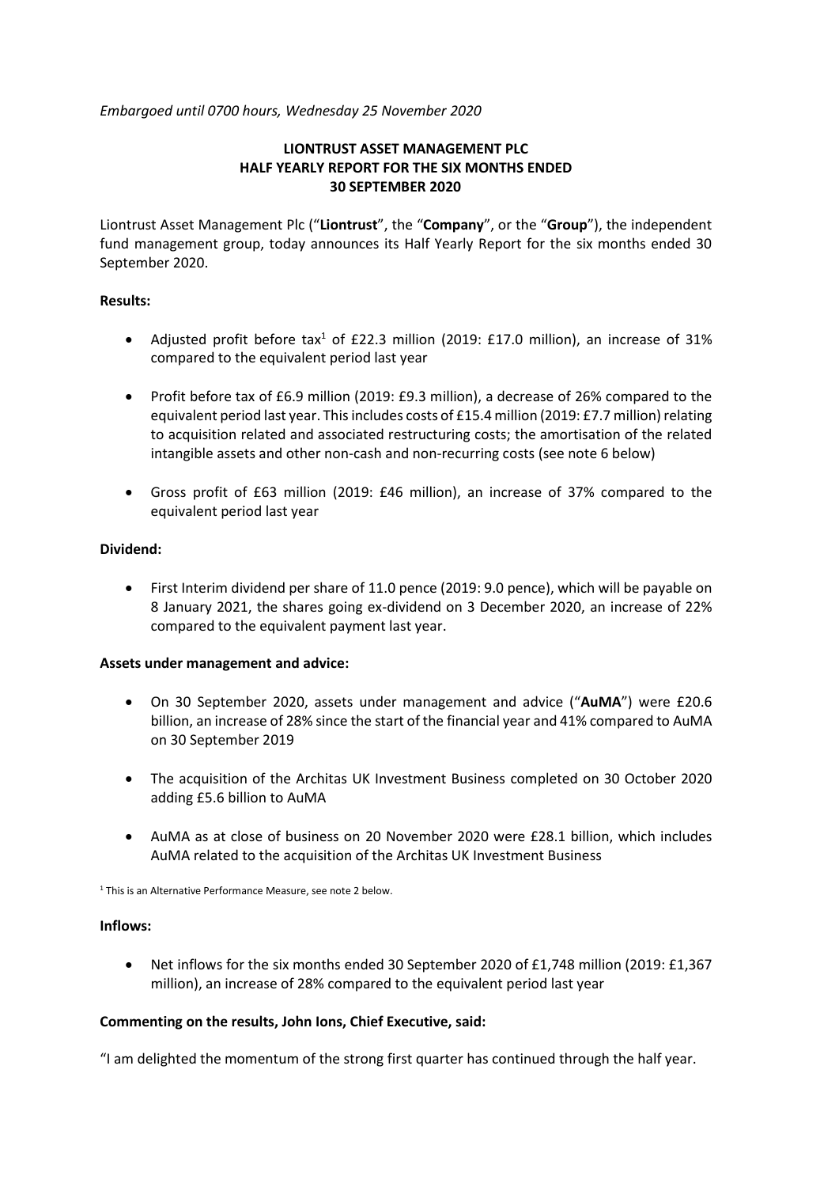*Embargoed until 0700 hours, Wednesday 25 November 2020*

**LIONTRUST ASSET MANAGEMENT PLC**
**HALF YEARLY REPORT FOR THE SIX MONTHS ENDED**
**30 SEPTEMBER 2020**

Liontrust Asset Management Plc ("**Liontrust**", the "**Company**", or the "**Group**"), the independent fund management group, today announces its Half Yearly Report for the six months ended 30 September 2020.

**Results:**

- Adjusted profit before tax[1] of £22.3 million (2019: £17.0 million), an increase of 31% compared to the equivalent period last year
- Profit before tax of £6.9 million (2019: £9.3 million), a decrease of 26% compared to the equivalent period last year. This includes costs of £15.4 million (2019: £7.7 million) relating to acquisition related and associated restructuring costs; the amortisation of the related intangible assets and other non-cash and non-recurring costs (see note 6 below)
- Gross profit of £63 million (2019: £46 million), an increase of 37% compared to the equivalent period last year

**Dividend:**

- First Interim dividend per share of 11.0 pence (2019: 9.0 pence), which will be payable on 8 January 2021, the shares going ex-dividend on 3 December 2020, an increase of 22% compared to the equivalent payment last year.

**Assets under management and advice:**

- On 30 September 2020, assets under management and advice ("**AuMA**") were £20.6 billion, an increase of 28% since the start of the financial year and 41% compared to AuMA on 30 September 2019
- The acquisition of the Architas UK Investment Business completed on 30 October 2020 adding £5.6 billion to AuMA
- AuMA as at close of business on 20 November 2020 were £28.1 billion, which includes AuMA related to the acquisition of the Architas UK Investment Business

[1] This is an Alternative Performance Measure, see note 2 below.

**Inflows:**

- Net inflows for the six months ended 30 September 2020 of £1,748 million (2019: £1,367 million), an increase of 28% compared to the equivalent period last year

**Commenting on the results, John Ions, Chief Executive, said:**

"I am delighted the momentum of the strong first quarter has continued through the half year.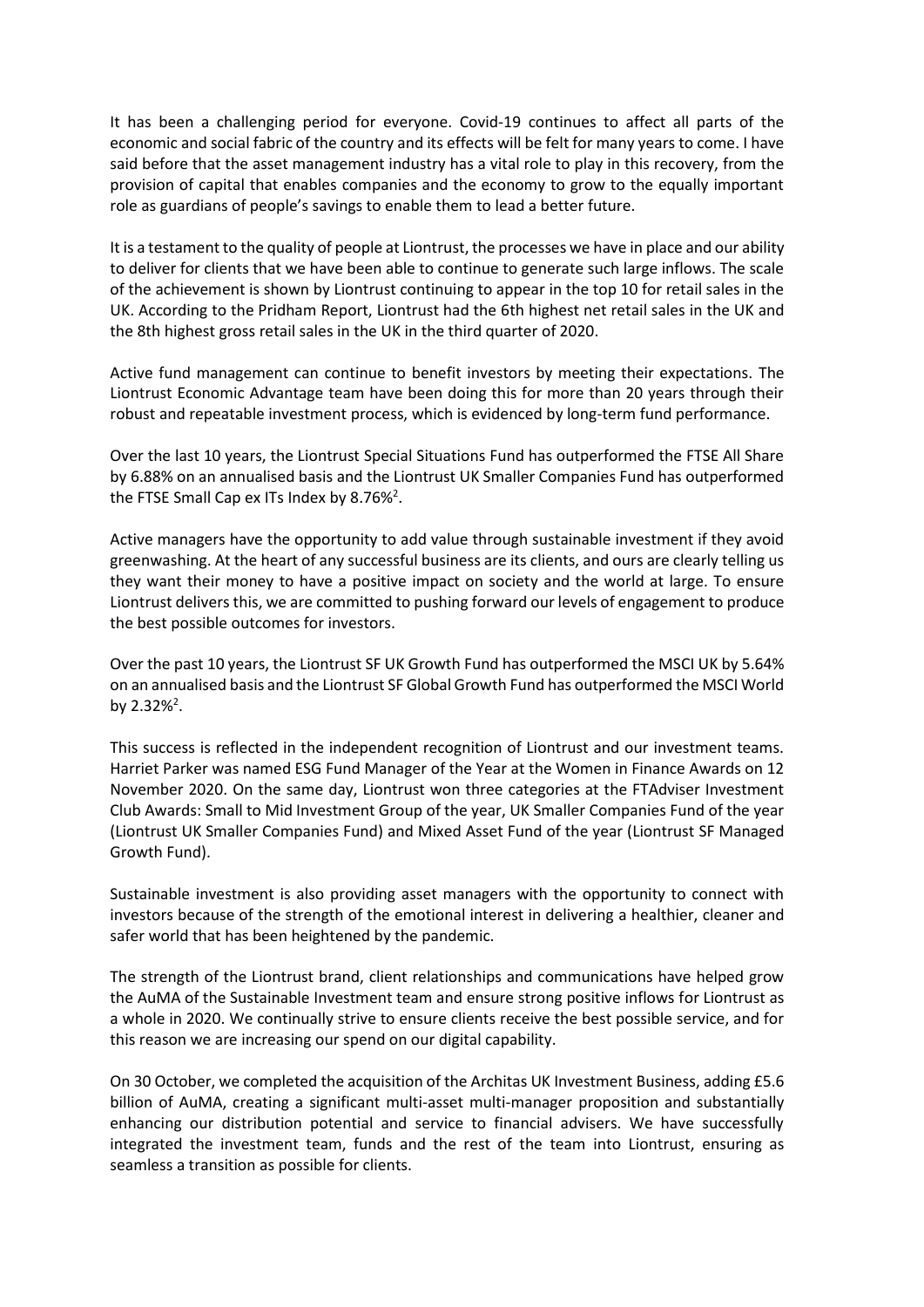It has been a challenging period for everyone. Covid-19 continues to affect all parts of the economic and social fabric of the country and its effects will be felt for many years to come. I have said before that the asset management industry has a vital role to play in this recovery, from the provision of capital that enables companies and the economy to grow to the equally important role as guardians of people's savings to enable them to lead a better future.

It is a testament to the quality of people at Liontrust, the processes we have in place and our ability to deliver for clients that we have been able to continue to generate such large inflows. The scale of the achievement is shown by Liontrust continuing to appear in the top 10 for retail sales in the UK. According to the Pridham Report, Liontrust had the 6th highest net retail sales in the UK and the 8th highest gross retail sales in the UK in the third quarter of 2020.

Active fund management can continue to benefit investors by meeting their expectations. The Liontrust Economic Advantage team have been doing this for more than 20 years through their robust and repeatable investment process, which is evidenced by long-term fund performance.

Over the last 10 years, the Liontrust Special Situations Fund has outperformed the FTSE All Share by 6.88% on an annualised basis and the Liontrust UK Smaller Companies Fund has outperformed the FTSE Small Cap ex ITs Index by 8.76%[2].

Active managers have the opportunity to add value through sustainable investment if they avoid greenwashing. At the heart of any successful business are its clients, and ours are clearly telling us they want their money to have a positive impact on society and the world at large. To ensure Liontrust delivers this, we are committed to pushing forward our levels of engagement to produce the best possible outcomes for investors.

Over the past 10 years, the Liontrust SF UK Growth Fund has outperformed the MSCI UK by 5.64% on an annualised basis and the Liontrust SF Global Growth Fund has outperformed the MSCI World by 2.32%[2].

This success is reflected in the independent recognition of Liontrust and our investment teams. Harriet Parker was named ESG Fund Manager of the Year at the Women in Finance Awards on 12 November 2020. On the same day, Liontrust won three categories at the FTAdviser Investment Club Awards: Small to Mid Investment Group of the year, UK Smaller Companies Fund of the year (Liontrust UK Smaller Companies Fund) and Mixed Asset Fund of the year (Liontrust SF Managed Growth Fund).

Sustainable investment is also providing asset managers with the opportunity to connect with investors because of the strength of the emotional interest in delivering a healthier, cleaner and safer world that has been heightened by the pandemic.

The strength of the Liontrust brand, client relationships and communications have helped grow the AuMA of the Sustainable Investment team and ensure strong positive inflows for Liontrust as a whole in 2020. We continually strive to ensure clients receive the best possible service, and for this reason we are increasing our spend on our digital capability.

On 30 October, we completed the acquisition of the Architas UK Investment Business, adding £5.6 billion of AuMA, creating a significant multi-asset multi-manager proposition and substantially enhancing our distribution potential and service to financial advisers. We have successfully integrated the investment team, funds and the rest of the team into Liontrust, ensuring as seamless a transition as possible for clients.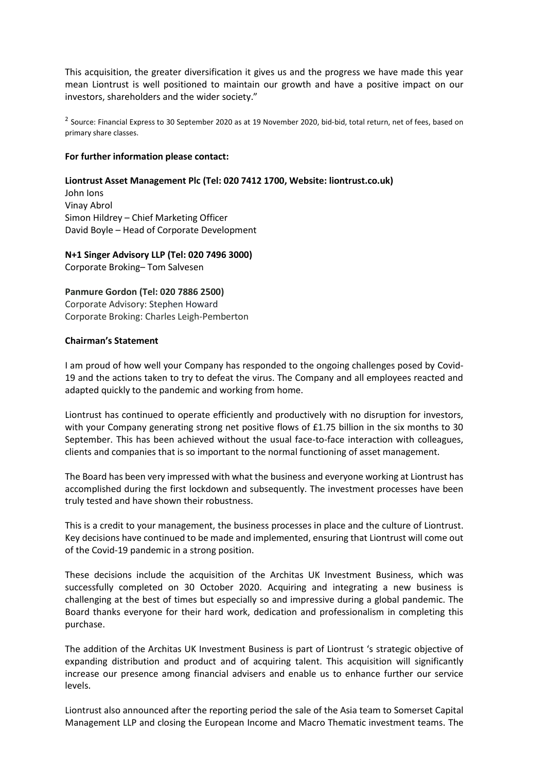This acquisition, the greater diversification it gives us and the progress we have made this year mean Liontrust is well positioned to maintain our growth and have a positive impact on our investors, shareholders and the wider society."

[2] Source: Financial Express to 30 September 2020 as at 19 November 2020, bid-bid, total return, net of fees, based on primary share classes.

**For further information please contact:**

**Liontrust Asset Management Plc (Tel: 020 7412 1700, Website: liontrust.co.uk)**
John Ions
Vinay Abrol
Simon Hildrey – Chief Marketing Officer
David Boyle – Head of Corporate Development

**N+1 Singer Advisory LLP (Tel: 020 7496 3000)**
Corporate Broking– Tom Salvesen

**Panmure Gordon (Tel: 020 7886 2500)**
Corporate Advisory: Stephen Howard
Corporate Broking: Charles Leigh-Pemberton

**Chairman's Statement**

I am proud of how well your Company has responded to the ongoing challenges posed by Covid-19 and the actions taken to try to defeat the virus. The Company and all employees reacted and adapted quickly to the pandemic and working from home.

Liontrust has continued to operate efficiently and productively with no disruption for investors, with your Company generating strong net positive flows of £1.75 billion in the six months to 30 September. This has been achieved without the usual face-to-face interaction with colleagues, clients and companies that is so important to the normal functioning of asset management.

The Board has been very impressed with what the business and everyone working at Liontrust has accomplished during the first lockdown and subsequently. The investment processes have been truly tested and have shown their robustness.

This is a credit to your management, the business processes in place and the culture of Liontrust. Key decisions have continued to be made and implemented, ensuring that Liontrust will come out of the Covid-19 pandemic in a strong position.

These decisions include the acquisition of the Architas UK Investment Business, which was successfully completed on 30 October 2020. Acquiring and integrating a new business is challenging at the best of times but especially so and impressive during a global pandemic. The Board thanks everyone for their hard work, dedication and professionalism in completing this purchase.

The addition of the Architas UK Investment Business is part of Liontrust 's strategic objective of expanding distribution and product and of acquiring talent. This acquisition will significantly increase our presence among financial advisers and enable us to enhance further our service levels.

Liontrust also announced after the reporting period the sale of the Asia team to Somerset Capital Management LLP and closing the European Income and Macro Thematic investment teams. The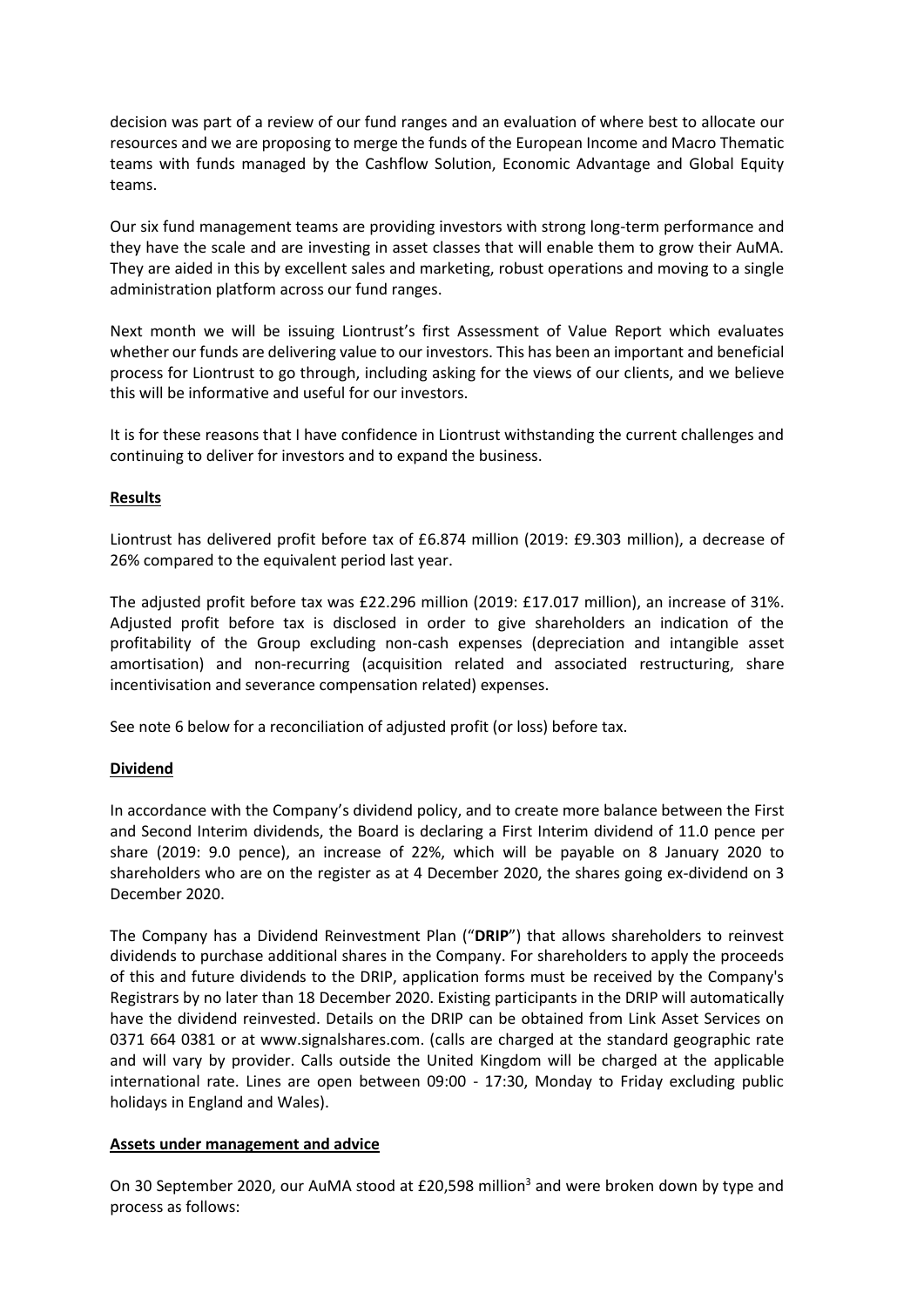decision was part of a review of our fund ranges and an evaluation of where best to allocate our resources and we are proposing to merge the funds of the European Income and Macro Thematic teams with funds managed by the Cashflow Solution, Economic Advantage and Global Equity teams.

Our six fund management teams are providing investors with strong long-term performance and they have the scale and are investing in asset classes that will enable them to grow their AuMA. They are aided in this by excellent sales and marketing, robust operations and moving to a single administration platform across our fund ranges.

Next month we will be issuing Liontrust's first Assessment of Value Report which evaluates whether our funds are delivering value to our investors. This has been an important and beneficial process for Liontrust to go through, including asking for the views of our clients, and we believe this will be informative and useful for our investors.

It is for these reasons that I have confidence in Liontrust withstanding the current challenges and continuing to deliver for investors and to expand the business.

**Results**

Liontrust has delivered profit before tax of £6.874 million (2019: £9.303 million), a decrease of 26% compared to the equivalent period last year.

The adjusted profit before tax was £22.296 million (2019: £17.017 million), an increase of 31%. Adjusted profit before tax is disclosed in order to give shareholders an indication of the profitability of the Group excluding non-cash expenses (depreciation and intangible asset amortisation) and non-recurring (acquisition related and associated restructuring, share incentivisation and severance compensation related) expenses.

See note 6 below for a reconciliation of adjusted profit (or loss) before tax.

**Dividend**

In accordance with the Company's dividend policy, and to create more balance between the First and Second Interim dividends, the Board is declaring a First Interim dividend of 11.0 pence per share (2019: 9.0 pence), an increase of 22%, which will be payable on 8 January 2020 to shareholders who are on the register as at 4 December 2020, the shares going ex-dividend on 3 December 2020.

The Company has a Dividend Reinvestment Plan ("**DRIP**") that allows shareholders to reinvest dividends to purchase additional shares in the Company. For shareholders to apply the proceeds of this and future dividends to the DRIP, application forms must be received by the Company's Registrars by no later than 18 December 2020. Existing participants in the DRIP will automatically have the dividend reinvested. Details on the DRIP can be obtained from Link Asset Services on 0371 664 0381 or at www.signalshares.com. (calls are charged at the standard geographic rate and will vary by provider. Calls outside the United Kingdom will be charged at the applicable international rate. Lines are open between 09:00 - 17:30, Monday to Friday excluding public holidays in England and Wales).

**Assets under management and advice**

On 30 September 2020, our AuMA stood at £20,598 million[3] and were broken down by type and process as follows: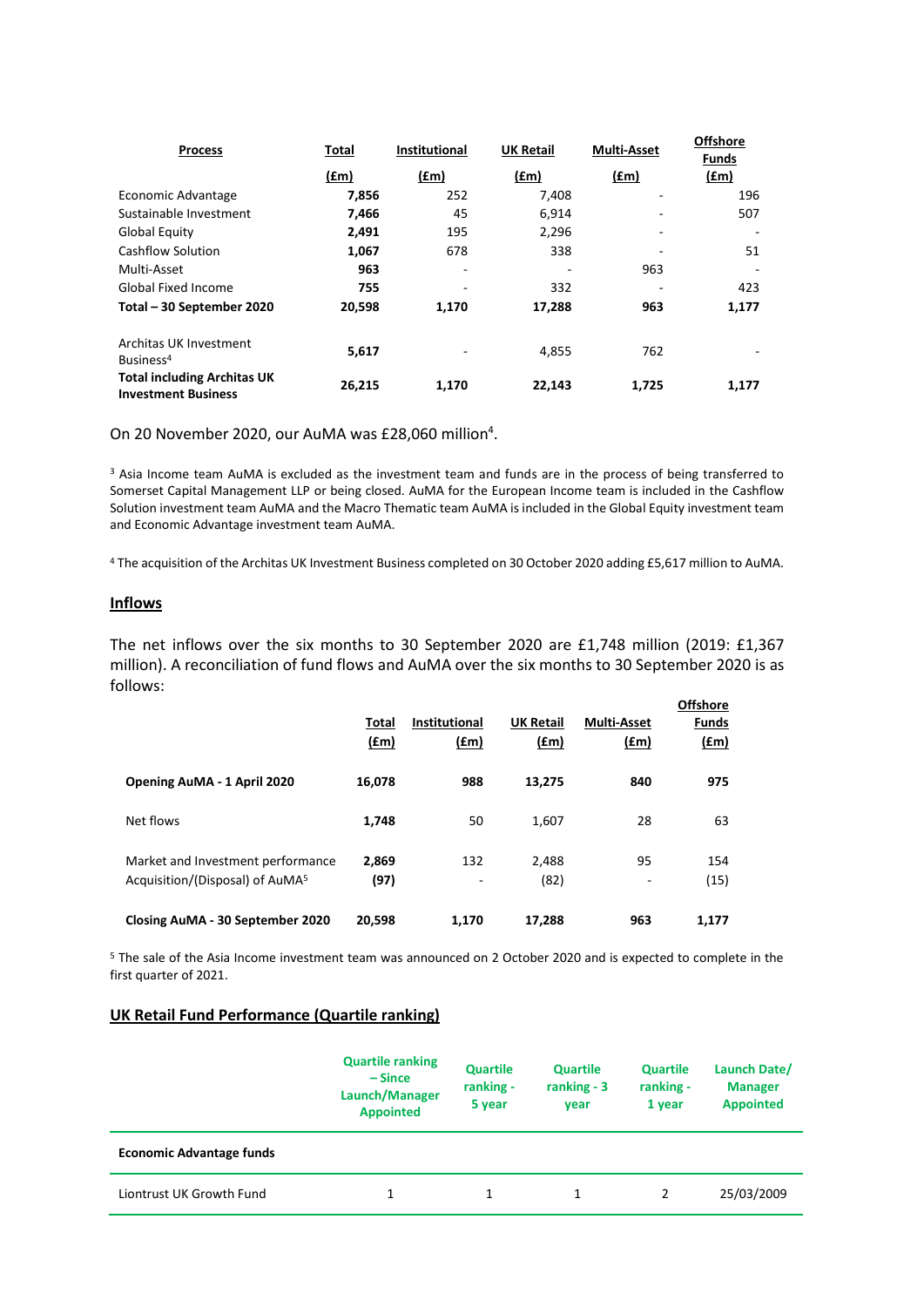| Process | Total (£m) | Institutional (£m) | UK Retail (£m) | Multi-Asset (£m) | Offshore Funds (£m) |
|---|---|---|---|---|---|
| Economic Advantage | **7,856** | 252 | 7,408 | - | 196 |
| Sustainable Investment | **7,466** | 45 | 6,914 | - | 507 |
| Global Equity | **2,491** | 195 | 2,296 | - | - |
| Cashflow Solution | **1,067** | 678 | 338 | - | 51 |
| Multi-Asset | **963** | - | - | 963 | - |
| Global Fixed Income | **755** | - | 332 | - | 423 |
| **Total – 30 September 2020** | **20,598** | **1,170** | **17,288** | **963** | **1,177** |
| Architas UK Investment Business[4] | **5,617** | - | 4,855 | 762 | - |
| **Total including Architas UK Investment Business** | **26,215** | **1,170** | **22,143** | **1,725** | **1,177** |

On 20 November 2020, our AuMA was £28,060 million[4].

[3] Asia Income team AuMA is excluded as the investment team and funds are in the process of being transferred to Somerset Capital Management LLP or being closed. AuMA for the European Income team is included in the Cashflow Solution investment team AuMA and the Macro Thematic team AuMA is included in the Global Equity investment team and Economic Advantage investment team AuMA.

[4] The acquisition of the Architas UK Investment Business completed on 30 October 2020 adding £5,617 million to AuMA.

## Inflows

The net inflows over the six months to 30 September 2020 are £1,748 million (2019: £1,367 million). A reconciliation of fund flows and AuMA over the six months to 30 September 2020 is as follows:

| | Total (£m) | Institutional (£m) | UK Retail (£m) | Multi-Asset (£m) | Offshore Funds (£m) |
|---|---|---|---|---|---|
| **Opening AuMA - 1 April 2020** | **16,078** | **988** | **13,275** | **840** | **975** |
| Net flows | **1,748** | 50 | 1,607 | 28 | 63 |
| Market and Investment performance | **2,869** | 132 | 2,488 | 95 | 154 |
| Acquisition/(Disposal) of AuMA[5] | **(97)** | - | (82) | - | (15) |
| **Closing AuMA - 30 September 2020** | **20,598** | **1,170** | **17,288** | **963** | **1,177** |

[5] The sale of the Asia Income investment team was announced on 2 October 2020 and is expected to complete in the first quarter of 2021.

## UK Retail Fund Performance (Quartile ranking)

| | Quartile ranking – Since Launch/Manager Appointed | Quartile ranking - 5 year | Quartile ranking - 3 year | Quartile ranking - 1 year | Launch Date/ Manager Appointed |
|---|---|---|---|---|---|
| **Economic Advantage funds** | | | | | |
| Liontrust UK Growth Fund | 1 | 1 | 1 | 2 | 25/03/2009 |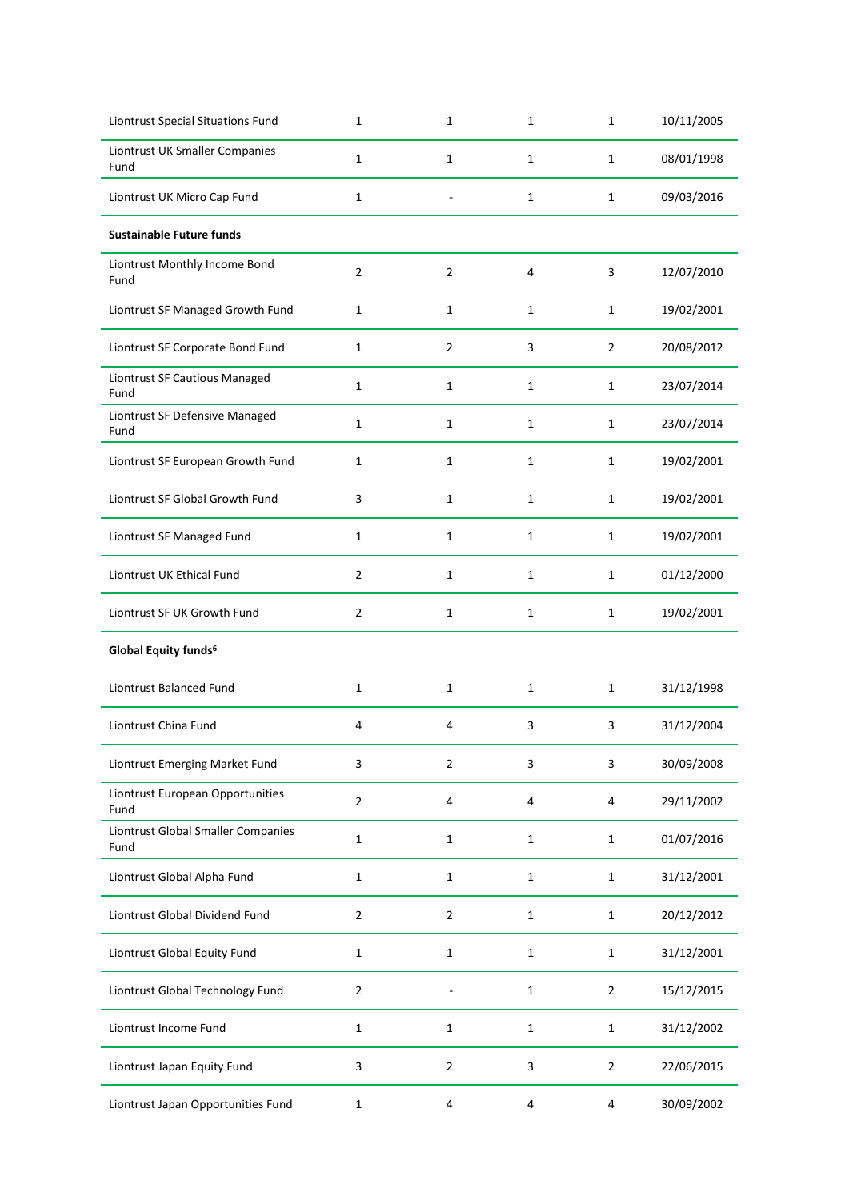| | | | | | |
|---|---|---|---|---|---|
| Liontrust Special Situations Fund | 1 | 1 | 1 | 1 | 10/11/2005 |
| Liontrust UK Smaller Companies Fund | 1 | 1 | 1 | 1 | 08/01/1998 |
| Liontrust UK Micro Cap Fund | 1 | - | 1 | 1 | 09/03/2016 |
| **Sustainable Future funds** | | | | | |
| Liontrust Monthly Income Bond Fund | 2 | 2 | 4 | 3 | 12/07/2010 |
| Liontrust SF Managed Growth Fund | 1 | 1 | 1 | 1 | 19/02/2001 |
| Liontrust SF Corporate Bond Fund | 1 | 2 | 3 | 2 | 20/08/2012 |
| Liontrust SF Cautious Managed Fund | 1 | 1 | 1 | 1 | 23/07/2014 |
| Liontrust SF Defensive Managed Fund | 1 | 1 | 1 | 1 | 23/07/2014 |
| Liontrust SF European Growth Fund | 1 | 1 | 1 | 1 | 19/02/2001 |
| Liontrust SF Global Growth Fund | 3 | 1 | 1 | 1 | 19/02/2001 |
| Liontrust SF Managed Fund | 1 | 1 | 1 | 1 | 19/02/2001 |
| Liontrust UK Ethical Fund | 2 | 1 | 1 | 1 | 01/12/2000 |
| Liontrust SF UK Growth Fund | 2 | 1 | 1 | 1 | 19/02/2001 |
| **Global Equity funds[6]** | | | | | |
| Liontrust Balanced Fund | 1 | 1 | 1 | 1 | 31/12/1998 |
| Liontrust China Fund | 4 | 4 | 3 | 3 | 31/12/2004 |
| Liontrust Emerging Market Fund | 3 | 2 | 3 | 3 | 30/09/2008 |
| Liontrust European Opportunities Fund | 2 | 4 | 4 | 4 | 29/11/2002 |
| Liontrust Global Smaller Companies Fund | 1 | 1 | 1 | 1 | 01/07/2016 |
| Liontrust Global Alpha Fund | 1 | 1 | 1 | 1 | 31/12/2001 |
| Liontrust Global Dividend Fund | 2 | 2 | 1 | 1 | 20/12/2012 |
| Liontrust Global Equity Fund | 1 | 1 | 1 | 1 | 31/12/2001 |
| Liontrust Global Technology Fund | 2 | - | 1 | 2 | 15/12/2015 |
| Liontrust Income Fund | 1 | 1 | 1 | 1 | 31/12/2002 |
| Liontrust Japan Equity Fund | 3 | 2 | 3 | 2 | 22/06/2015 |
| Liontrust Japan Opportunities Fund | 1 | 4 | 4 | 4 | 30/09/2002 |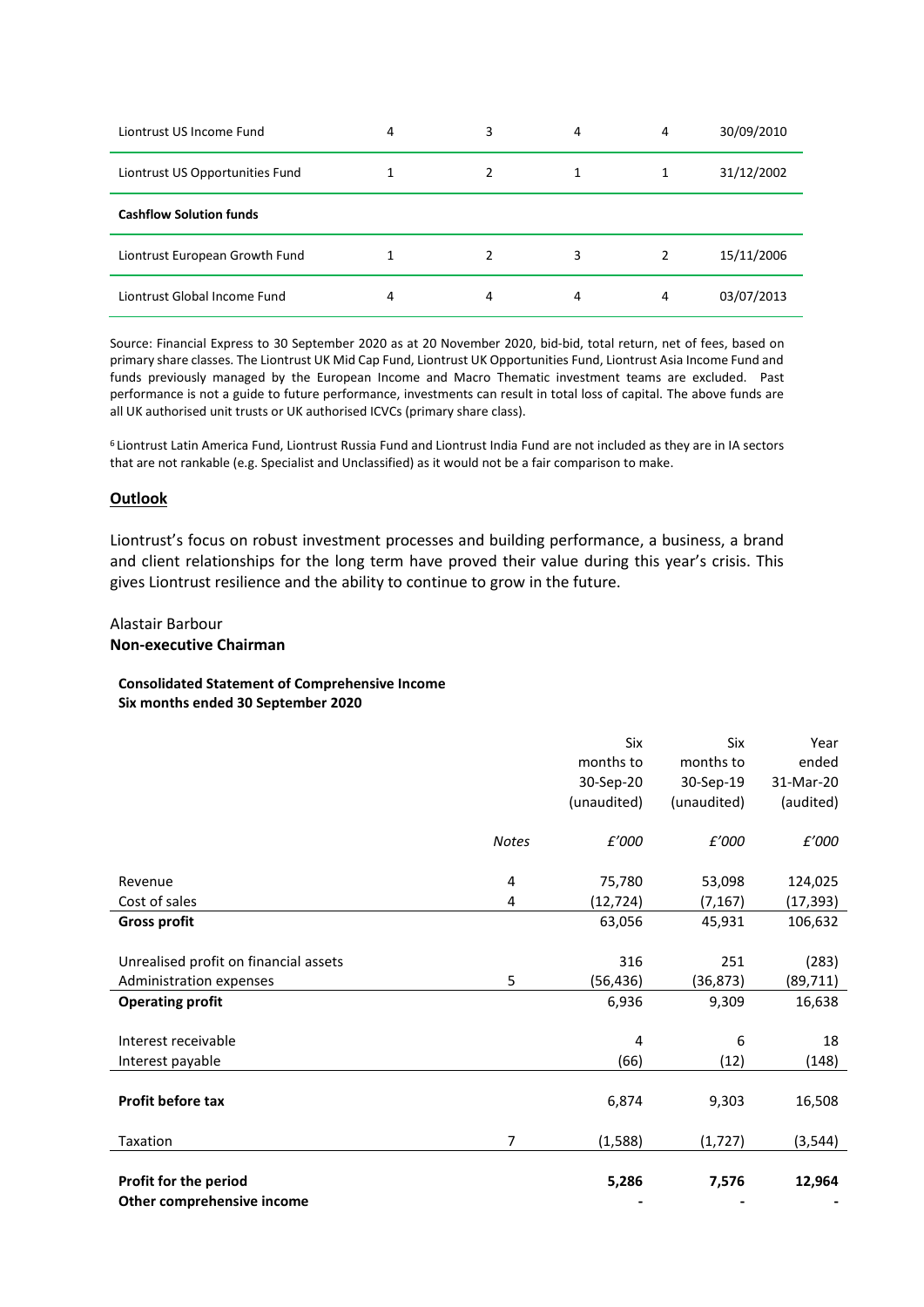| | | | | | |
|---|---|---|---|---|---|
| Liontrust US Income Fund | 4 | 3 | 4 | 4 | 30/09/2010 |
| Liontrust US Opportunities Fund | 1 | 2 | 1 | 1 | 31/12/2002 |
| **Cashflow Solution funds** | | | | | |
| Liontrust European Growth Fund | 1 | 2 | 3 | 2 | 15/11/2006 |
| Liontrust Global Income Fund | 4 | 4 | 4 | 4 | 03/07/2013 |

Source: Financial Express to 30 September 2020 as at 20 November 2020, bid-bid, total return, net of fees, based on primary share classes. The Liontrust UK Mid Cap Fund, Liontrust UK Opportunities Fund, Liontrust Asia Income Fund and funds previously managed by the European Income and Macro Thematic investment teams are excluded. Past performance is not a guide to future performance, investments can result in total loss of capital. The above funds are all UK authorised unit trusts or UK authorised ICVCs (primary share class).

[6] Liontrust Latin America Fund, Liontrust Russia Fund and Liontrust India Fund are not included as they are in IA sectors that are not rankable (e.g. Specialist and Unclassified) as it would not be a fair comparison to make.

## Outlook

Liontrust's focus on robust investment processes and building performance, a business, a brand and client relationships for the long term have proved their value during this year's crisis. This gives Liontrust resilience and the ability to continue to grow in the future.

Alastair Barbour
**Non-executive Chairman**

**Consolidated Statement of Comprehensive Income**
**Six months ended 30 September 2020**

| | Notes | Six months to 30-Sep-20 (unaudited) | Six months to 30-Sep-19 (unaudited) | Year ended 31-Mar-20 (audited) |
|---|---|---|---|---|
| | | *£'000* | *£'000* | *£'000* |
| Revenue | 4 | 75,780 | 53,098 | 124,025 |
| Cost of sales | 4 | (12,724) | (7,167) | (17,393) |
| **Gross profit** | | 63,056 | 45,931 | 106,632 |
| Unrealised profit on financial assets | | 316 | 251 | (283) |
| Administration expenses | 5 | (56,436) | (36,873) | (89,711) |
| **Operating profit** | | 6,936 | 9,309 | 16,638 |
| Interest receivable | | 4 | 6 | 18 |
| Interest payable | | (66) | (12) | (148) |
| **Profit before tax** | | 6,874 | 9,303 | 16,508 |
| Taxation | 7 | (1,588) | (1,727) | (3,544) |
| **Profit for the period** | | **5,286** | **7,576** | **12,964** |
| **Other comprehensive income** | | - | - | - |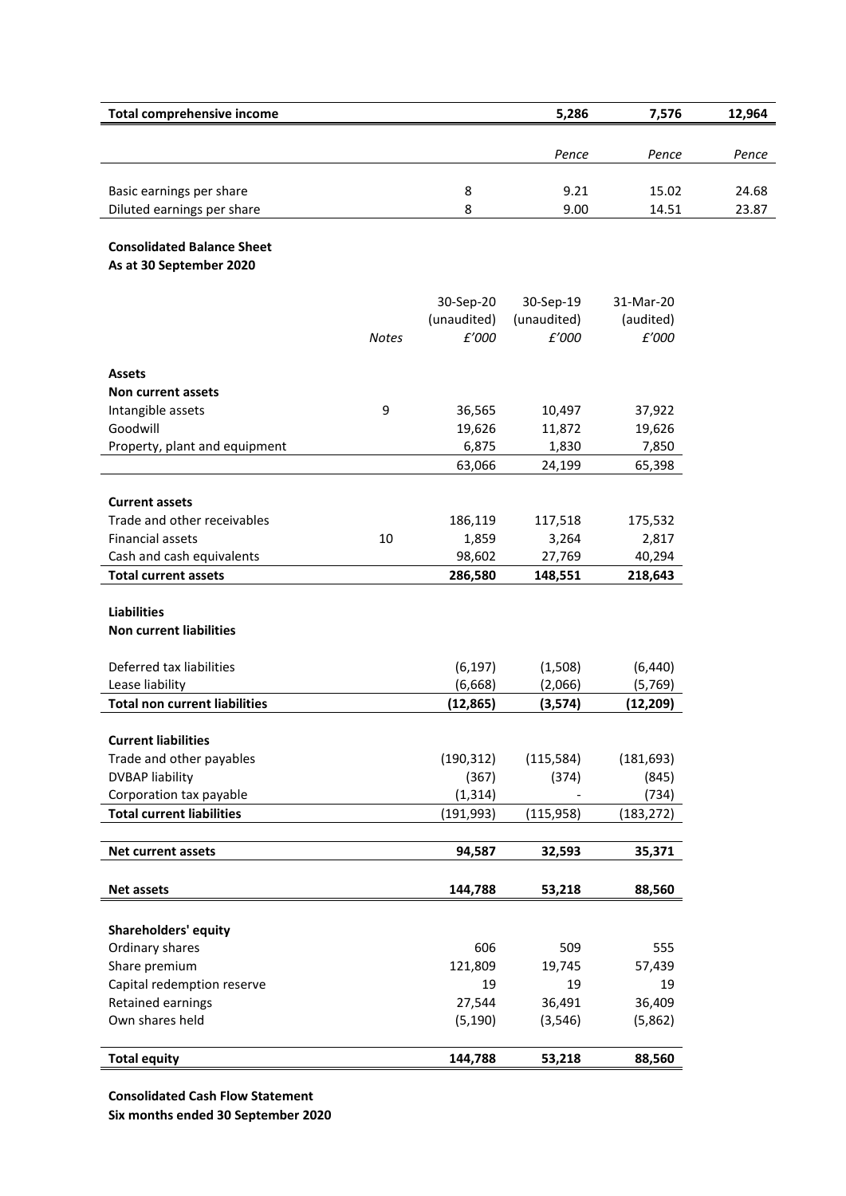| | | | | |
|---|---|---|---|---|
| **Total comprehensive income** | | **5,286** | **7,576** | **12,964** |
| | | *Pence* | *Pence* | *Pence* |
| Basic earnings per share | 8 | 9.21 | 15.02 | 24.68 |
| Diluted earnings per share | 8 | 9.00 | 14.51 | 23.87 |

**Consolidated Balance Sheet**
**As at 30 September 2020**

| | *Notes* | 30-Sep-20 (unaudited) *£'000* | 30-Sep-19 (unaudited) *£'000* | 31-Mar-20 (audited) *£'000* |
|---|---|---|---|---|
| **Assets** | | | | |
| **Non current assets** | | | | |
| Intangible assets | 9 | 36,565 | 10,497 | 37,922 |
| Goodwill | | 19,626 | 11,872 | 19,626 |
| Property, plant and equipment | | 6,875 | 1,830 | 7,850 |
| | | 63,066 | 24,199 | 65,398 |
| **Current assets** | | | | |
| Trade and other receivables | | 186,119 | 117,518 | 175,532 |
| Financial assets | 10 | 1,859 | 3,264 | 2,817 |
| Cash and cash equivalents | | 98,602 | 27,769 | 40,294 |
| **Total current assets** | | **286,580** | **148,551** | **218,643** |
| **Liabilities** | | | | |
| **Non current liabilities** | | | | |
| Deferred tax liabilities | | (6,197) | (1,508) | (6,440) |
| Lease liability | | (6,668) | (2,066) | (5,769) |
| **Total non current liabilities** | | **(12,865)** | **(3,574)** | **(12,209)** |
| **Current liabilities** | | | | |
| Trade and other payables | | (190,312) | (115,584) | (181,693) |
| DVBAP liability | | (367) | (374) | (845) |
| Corporation tax payable | | (1,314) | - | (734) |
| **Total current liabilities** | | (191,993) | (115,958) | (183,272) |
| **Net current assets** | | **94,587** | **32,593** | **35,371** |
| **Net assets** | | **144,788** | **53,218** | **88,560** |
| **Shareholders' equity** | | | | |
| Ordinary shares | | 606 | 509 | 555 |
| Share premium | | 121,809 | 19,745 | 57,439 |
| Capital redemption reserve | | 19 | 19 | 19 |
| Retained earnings | | 27,544 | 36,491 | 36,409 |
| Own shares held | | (5,190) | (3,546) | (5,862) |
| **Total equity** | | **144,788** | **53,218** | **88,560** |

**Consolidated Cash Flow Statement**
**Six months ended 30 September 2020**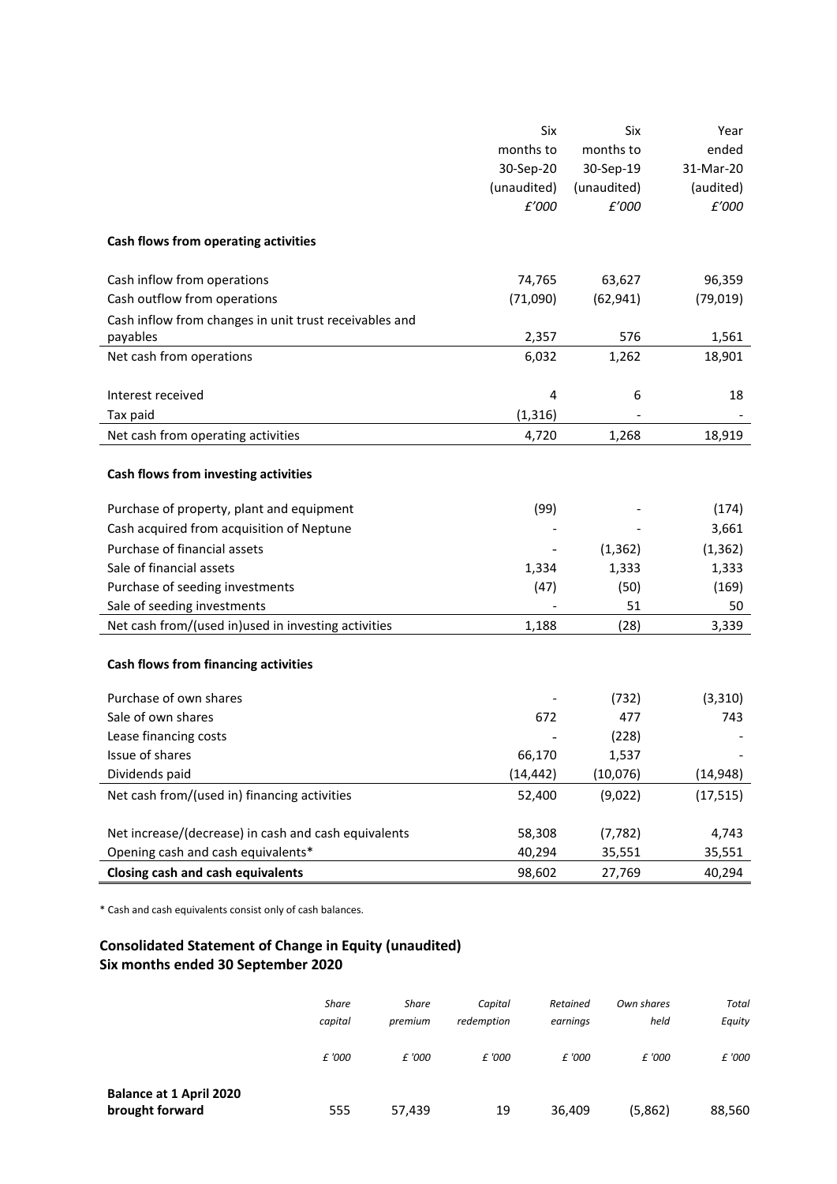| | Six months to 30-Sep-20 (unaudited) £'000 | Six months to 30-Sep-19 (unaudited) £'000 | Year ended 31-Mar-20 (audited) £'000 |
|---|---|---|---|
| **Cash flows from operating activities** | | | |
| Cash inflow from operations | 74,765 | 63,627 | 96,359 |
| Cash outflow from operations | (71,090) | (62,941) | (79,019) |
| Cash inflow from changes in unit trust receivables and payables | 2,357 | 576 | 1,561 |
| Net cash from operations | 6,032 | 1,262 | 18,901 |
| Interest received | 4 | 6 | 18 |
| Tax paid | (1,316) | - | - |
| Net cash from operating activities | 4,720 | 1,268 | 18,919 |
| **Cash flows from investing activities** | | | |
| Purchase of property, plant and equipment | (99) | - | (174) |
| Cash acquired from acquisition of Neptune | - | - | 3,661 |
| Purchase of financial assets | - | (1,362) | (1,362) |
| Sale of financial assets | 1,334 | 1,333 | 1,333 |
| Purchase of seeding investments | (47) | (50) | (169) |
| Sale of seeding investments | - | 51 | 50 |
| Net cash from/(used in)used in investing activities | 1,188 | (28) | 3,339 |
| **Cash flows from financing activities** | | | |
| Purchase of own shares | - | (732) | (3,310) |
| Sale of own shares | 672 | 477 | 743 |
| Lease financing costs | - | (228) | - |
| Issue of shares | 66,170 | 1,537 | - |
| Dividends paid | (14,442) | (10,076) | (14,948) |
| Net cash from/(used in) financing activities | 52,400 | (9,022) | (17,515) |
| Net increase/(decrease) in cash and cash equivalents | 58,308 | (7,782) | 4,743 |
| Opening cash and cash equivalents* | 40,294 | 35,551 | 35,551 |
| **Closing cash and cash equivalents** | 98,602 | 27,769 | 40,294 |

\* Cash and cash equivalents consist only of cash balances.

## Consolidated Statement of Change in Equity (unaudited)
## Six months ended 30 September 2020

| | *Share capital* | *Share premium* | *Capital redemption* | *Retained earnings* | *Own shares held* | *Total Equity* |
|---|---|---|---|---|---|---|
| | *£ '000* | *£ '000* | *£ '000* | *£ '000* | *£ '000* | *£ '000* |
| **Balance at 1 April 2020 brought forward** | 555 | 57,439 | 19 | 36,409 | (5,862) | 88,560 |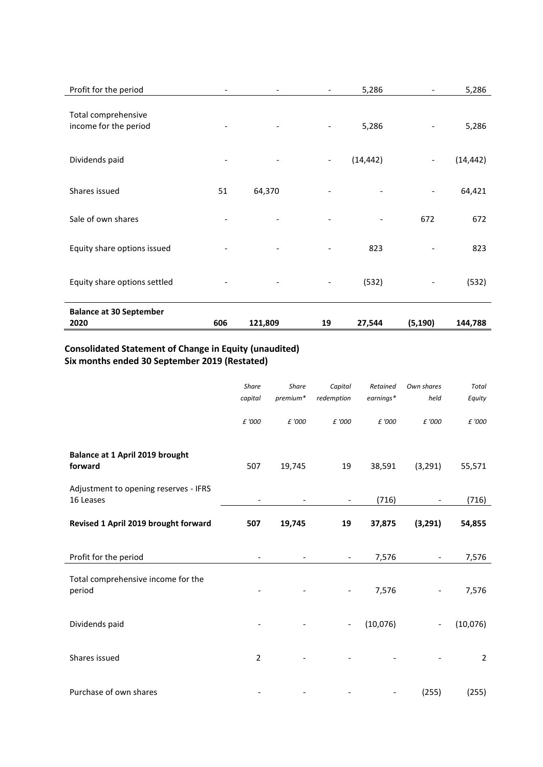| | | | | | | |
|---|---|---|---|---|---|---|
| Profit for the period | - | - | - | 5,286 | - | 5,286 |
| Total comprehensive income for the period | - | - | - | 5,286 | - | 5,286 |
| Dividends paid | - | - | - | (14,442) | - | (14,442) |
| Shares issued | 51 | 64,370 | - | - | - | 64,421 |
| Sale of own shares | - | - | - | - | 672 | 672 |
| Equity share options issued | - | - | - | 823 | - | 823 |
| Equity share options settled | - | - | - | (532) | - | (532) |
| **Balance at 30 September 2020** | **606** | **121,809** | **19** | **27,544** | **(5,190)** | **144,788** |

## Consolidated Statement of Change in Equity (unaudited)
## Six months ended 30 September 2019 (Restated)

| | *Share capital* | *Share premium** | *Capital redemption* | *Retained earnings** | *Own shares held* | *Total Equity* |
|---|---|---|---|---|---|---|
| | *£ '000* | *£ '000* | *£ '000* | *£ '000* | *£ '000* | *£ '000* |
| **Balance at 1 April 2019 brought forward** | 507 | 19,745 | 19 | 38,591 | (3,291) | 55,571 |
| Adjustment to opening reserves - IFRS 16 Leases | - | - | - | (716) | - | (716) |
| **Revised 1 April 2019 brought forward** | **507** | **19,745** | **19** | **37,875** | **(3,291)** | **54,855** |
| Profit for the period | - | - | - | 7,576 | - | 7,576 |
| Total comprehensive income for the period | - | - | - | 7,576 | - | 7,576 |
| Dividends paid | - | - | - | (10,076) | - | (10,076) |
| Shares issued | 2 | - | - | - | - | 2 |
| Purchase of own shares | - | - | - | - | (255) | (255) |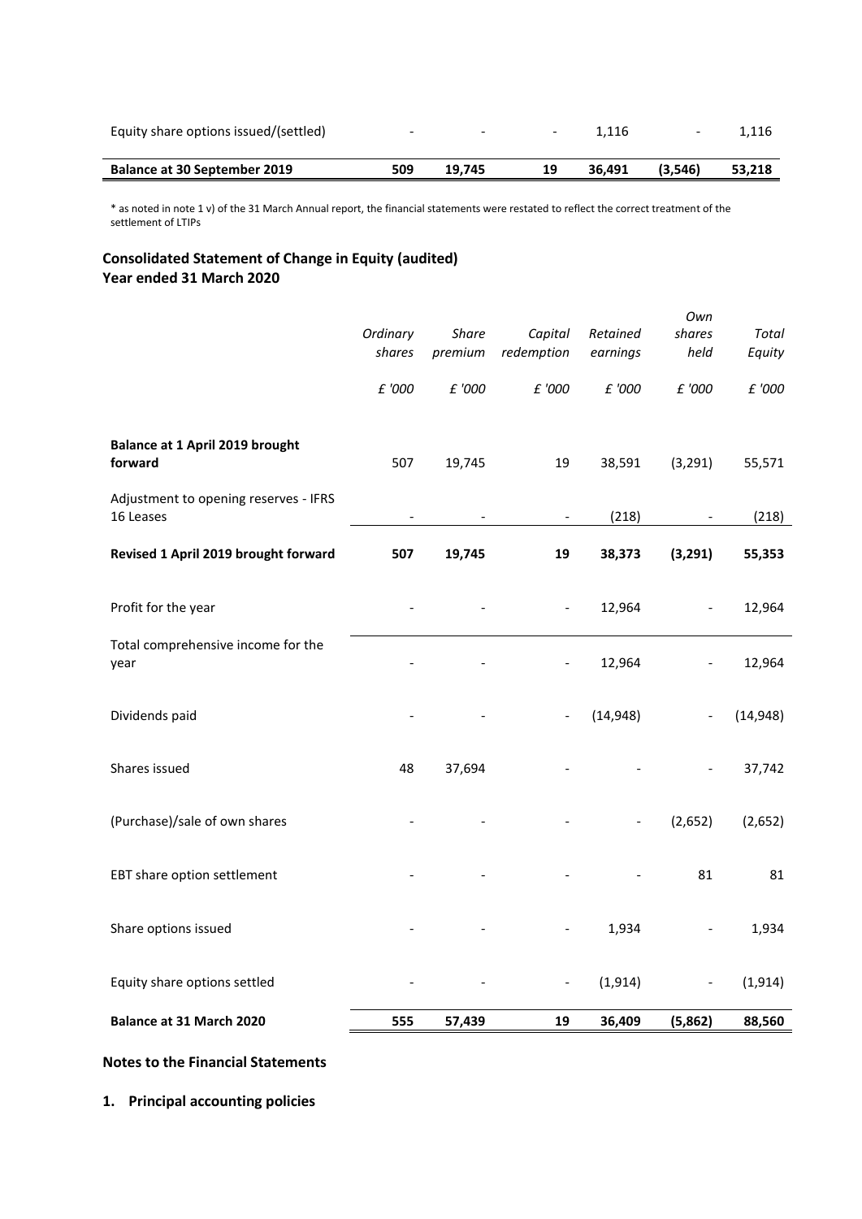| | | | | | | |
|---|---|---|---|---|---|---|
| Equity share options issued/(settled) | - | - | - | 1,116 | - | 1,116 |
| **Balance at 30 September 2019** | **509** | **19,745** | **19** | **36,491** | **(3,546)** | **53,218** |

* as noted in note 1 v) of the 31 March Annual report, the financial statements were restated to reflect the correct treatment of the settlement of LTIPs

## Consolidated Statement of Change in Equity (audited)
## Year ended 31 March 2020

| | *Ordinary shares* | *Share premium* | *Capital redemption* | *Retained earnings* | *Own shares held* | *Total Equity* |
|---|---|---|---|---|---|---|
| | *£ '000* | *£ '000* | *£ '000* | *£ '000* | *£ '000* | *£ '000* |
| **Balance at 1 April 2019 brought forward** | 507 | 19,745 | 19 | 38,591 | (3,291) | 55,571 |
| Adjustment to opening reserves - IFRS 16 Leases | - | - | - | (218) | - | (218) |
| **Revised 1 April 2019 brought forward** | **507** | **19,745** | **19** | **38,373** | **(3,291)** | **55,353** |
| Profit for the year | - | - | - | 12,964 | - | 12,964 |
| Total comprehensive income for the year | - | - | - | 12,964 | - | 12,964 |
| Dividends paid | - | - | - | (14,948) | - | (14,948) |
| Shares issued | 48 | 37,694 | - | - | - | 37,742 |
| (Purchase)/sale of own shares | - | - | - | - | (2,652) | (2,652) |
| EBT share option settlement | - | - | - | - | 81 | 81 |
| Share options issued | - | - | - | 1,934 | - | 1,934 |
| Equity share options settled | - | - | - | (1,914) | - | (1,914) |
| **Balance at 31 March 2020** | **555** | **57,439** | **19** | **36,409** | **(5,862)** | **88,560** |

## Notes to the Financial Statements

### 1. Principal accounting policies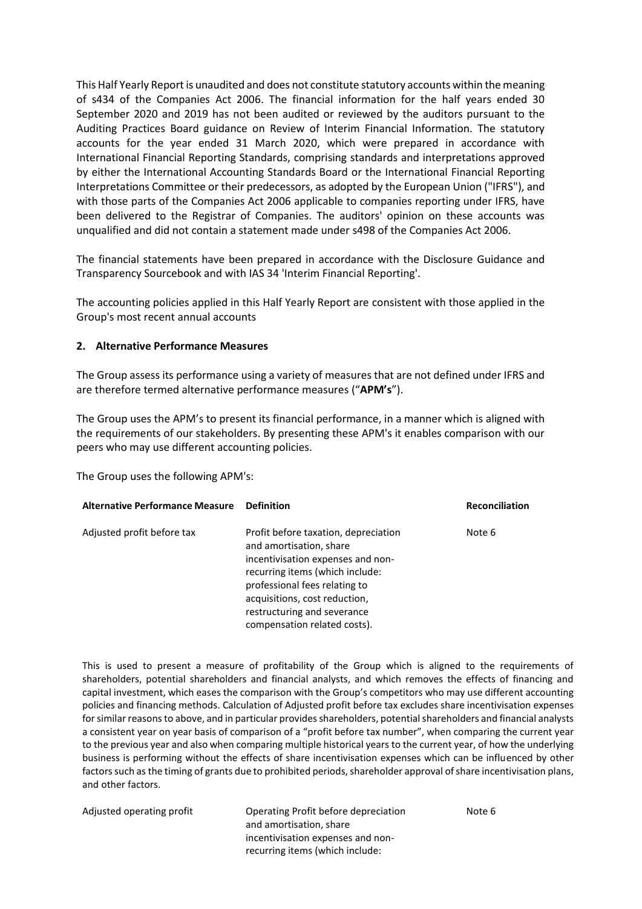This Half Yearly Report is unaudited and does not constitute statutory accounts within the meaning of s434 of the Companies Act 2006. The financial information for the half years ended 30 September 2020 and 2019 has not been audited or reviewed by the auditors pursuant to the Auditing Practices Board guidance on Review of Interim Financial Information. The statutory accounts for the year ended 31 March 2020, which were prepared in accordance with International Financial Reporting Standards, comprising standards and interpretations approved by either the International Accounting Standards Board or the International Financial Reporting Interpretations Committee or their predecessors, as adopted by the European Union ("IFRS"), and with those parts of the Companies Act 2006 applicable to companies reporting under IFRS, have been delivered to the Registrar of Companies. The auditors' opinion on these accounts was unqualified and did not contain a statement made under s498 of the Companies Act 2006.

The financial statements have been prepared in accordance with the Disclosure Guidance and Transparency Sourcebook and with IAS 34 'Interim Financial Reporting'.

The accounting policies applied in this Half Yearly Report are consistent with those applied in the Group's most recent annual accounts

## 2. Alternative Performance Measures

The Group assess its performance using a variety of measures that are not defined under IFRS and are therefore termed alternative performance measures ("**APM's**").

The Group uses the APM's to present its financial performance, in a manner which is aligned with the requirements of our stakeholders. By presenting these APM's it enables comparison with our peers who may use different accounting policies.

The Group uses the following APM's:

| Alternative Performance Measure | Definition | Reconciliation |
|---|---|---|
| Adjusted profit before tax | Profit before taxation, depreciation and amortisation, share incentivisation expenses and non-recurring items (which include: professional fees relating to acquisitions, cost reduction, restructuring and severance compensation related costs). | Note 6 |

This is used to present a measure of profitability of the Group which is aligned to the requirements of shareholders, potential shareholders and financial analysts, and which removes the effects of financing and capital investment, which eases the comparison with the Group's competitors who may use different accounting policies and financing methods. Calculation of Adjusted profit before tax excludes share incentivisation expenses for similar reasons to above, and in particular provides shareholders, potential shareholders and financial analysts a consistent year on year basis of comparison of a "profit before tax number", when comparing the current year to the previous year and also when comparing multiple historical years to the current year, of how the underlying business is performing without the effects of share incentivisation expenses which can be influenced by other factors such as the timing of grants due to prohibited periods, shareholder approval of share incentivisation plans, and other factors.

| Alternative Performance Measure | Definition | Reconciliation |
|---|---|---|
| Adjusted operating profit | Operating Profit before depreciation and amortisation, share incentivisation expenses and non-recurring items (which include: | Note 6 |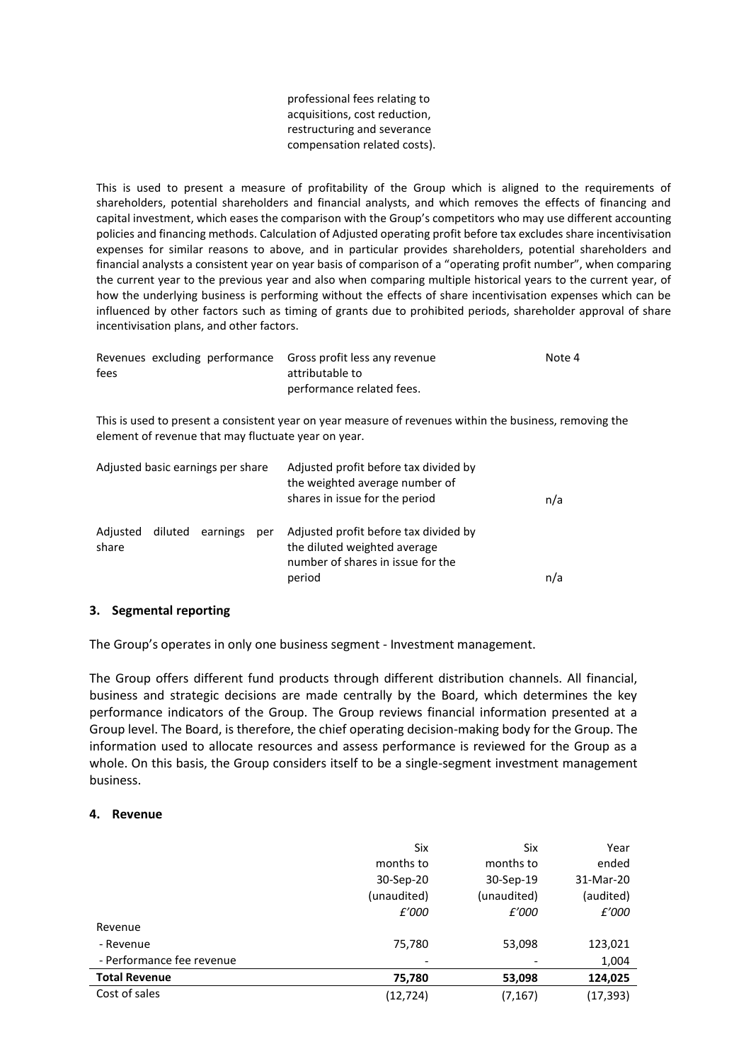| | professional fees relating to acquisitions, cost reduction, restructuring and severance compensation related costs). | |
|---|---|---|

This is used to present a measure of profitability of the Group which is aligned to the requirements of shareholders, potential shareholders and financial analysts, and which removes the effects of financing and capital investment, which eases the comparison with the Group's competitors who may use different accounting policies and financing methods. Calculation of Adjusted operating profit before tax excludes share incentivisation expenses for similar reasons to above, and in particular provides shareholders, potential shareholders and financial analysts a consistent year on year basis of comparison of a "operating profit number", when comparing the current year to the previous year and also when comparing multiple historical years to the current year, of how the underlying business is performing without the effects of share incentivisation expenses which can be influenced by other factors such as timing of grants due to prohibited periods, shareholder approval of share incentivisation plans, and other factors.

| | | |
|---|---|---|
| Revenues excluding performance fees | Gross profit less any revenue attributable to performance related fees. | Note 4 |

This is used to present a consistent year on year measure of revenues within the business, removing the element of revenue that may fluctuate year on year.

| | | |
|---|---|---|
| Adjusted basic earnings per share | Adjusted profit before tax divided by the weighted average number of shares in issue for the period | n/a |
| Adjusted diluted earnings per share | Adjusted profit before tax divided by the diluted weighted average number of shares in issue for the period | n/a |

### 3. Segmental reporting

The Group's operates in only one business segment - Investment management.

The Group offers different fund products through different distribution channels. All financial, business and strategic decisions are made centrally by the Board, which determines the key performance indicators of the Group. The Group reviews financial information presented at a Group level. The Board, is therefore, the chief operating decision-making body for the Group. The information used to allocate resources and assess performance is reviewed for the Group as a whole. On this basis, the Group considers itself to be a single-segment investment management business.

### 4. Revenue

| | Six months to 30-Sep-20 (unaudited) *£'000* | Six months to 30-Sep-19 (unaudited) *£'000* | Year ended 31-Mar-20 (audited) *£'000* |
|---|---|---|---|
| Revenue | | | |
| - Revenue | 75,780 | 53,098 | 123,021 |
| - Performance fee revenue | - | - | 1,004 |
| **Total Revenue** | **75,780** | **53,098** | **124,025** |
| Cost of sales | (12,724) | (7,167) | (17,393) |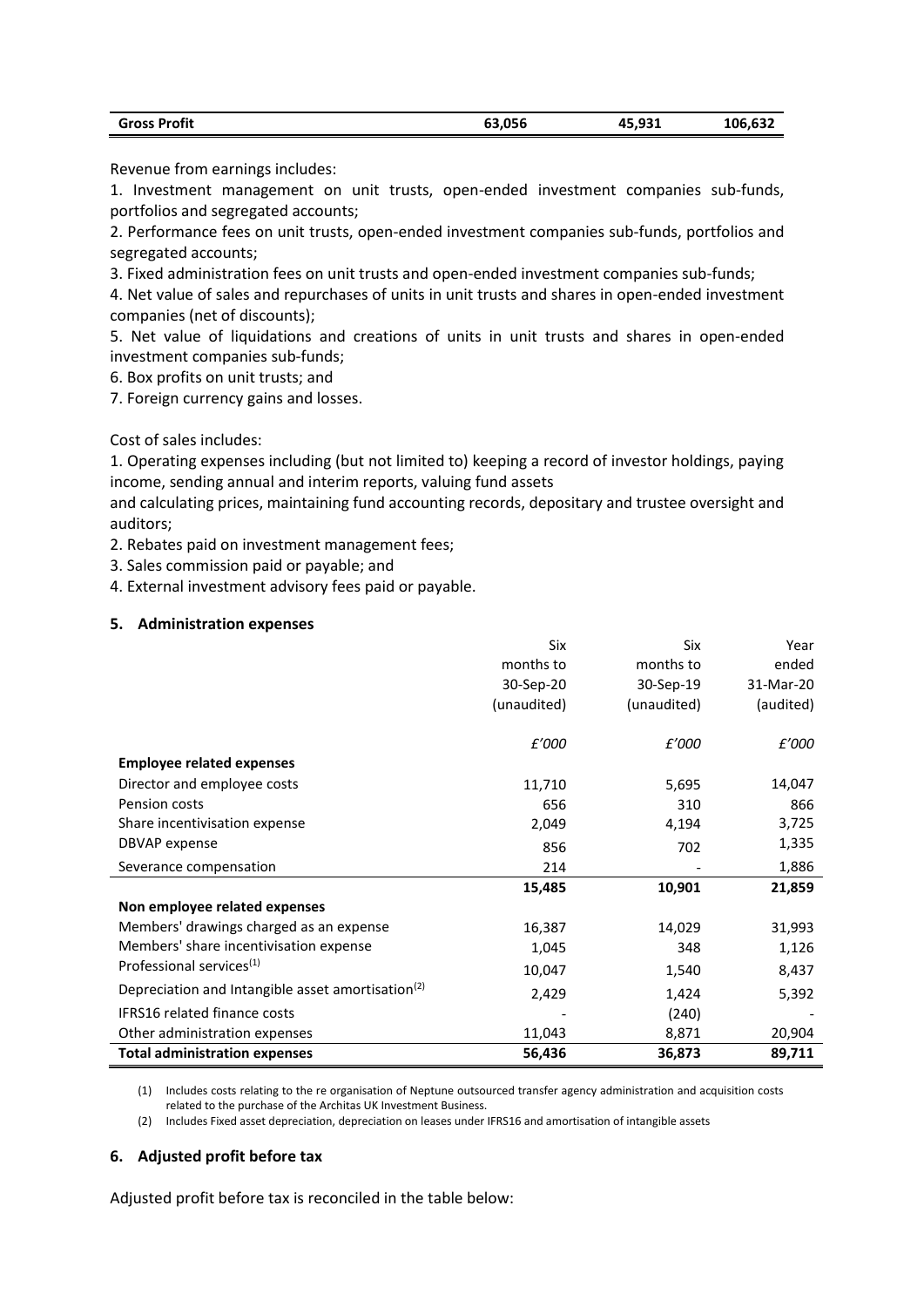| Gross Profit | 63,056 | 45,931 | 106,632 |
|---|---|---|---|

Revenue from earnings includes:

1. Investment management on unit trusts, open-ended investment companies sub-funds, portfolios and segregated accounts;
2. Performance fees on unit trusts, open-ended investment companies sub-funds, portfolios and segregated accounts;
3. Fixed administration fees on unit trusts and open-ended investment companies sub-funds;
4. Net value of sales and repurchases of units in unit trusts and shares in open-ended investment companies (net of discounts);
5. Net value of liquidations and creations of units in unit trusts and shares in open-ended investment companies sub-funds;
6. Box profits on unit trusts; and
7. Foreign currency gains and losses.

Cost of sales includes:

1. Operating expenses including (but not limited to) keeping a record of investor holdings, paying income, sending annual and interim reports, valuing fund assets
and calculating prices, maintaining fund accounting records, depositary and trustee oversight and auditors;
2. Rebates paid on investment management fees;
3. Sales commission paid or payable; and
4. External investment advisory fees paid or payable.

## 5. Administration expenses

| | Six months to 30-Sep-20 (unaudited) | Six months to 30-Sep-19 (unaudited) | Year ended 31-Mar-20 (audited) |
|---|---|---|---|
| | *£'000* | *£'000* | *£'000* |
| **Employee related expenses** | | | |
| Director and employee costs | 11,710 | 5,695 | 14,047 |
| Pension costs | 656 | 310 | 866 |
| Share incentivisation expense | 2,049 | 4,194 | 3,725 |
| DBVAP expense | 856 | 702 | 1,335 |
| Severance compensation | 214 | - | 1,886 |
| | **15,485** | **10,901** | **21,859** |
| **Non employee related expenses** | | | |
| Members' drawings charged as an expense | 16,387 | 14,029 | 31,993 |
| Members' share incentivisation expense | 1,045 | 348 | 1,126 |
| Professional services[(1)] | 10,047 | 1,540 | 8,437 |
| Depreciation and Intangible asset amortisation[(2)] | 2,429 | 1,424 | 5,392 |
| IFRS16 related finance costs | - | (240) | - |
| Other administration expenses | 11,043 | 8,871 | 20,904 |
| **Total administration expenses** | **56,436** | **36,873** | **89,711** |

(1) Includes costs relating to the re organisation of Neptune outsourced transfer agency administration and acquisition costs related to the purchase of the Architas UK Investment Business.

(2) Includes Fixed asset depreciation, depreciation on leases under IFRS16 and amortisation of intangible assets

## 6. Adjusted profit before tax

Adjusted profit before tax is reconciled in the table below: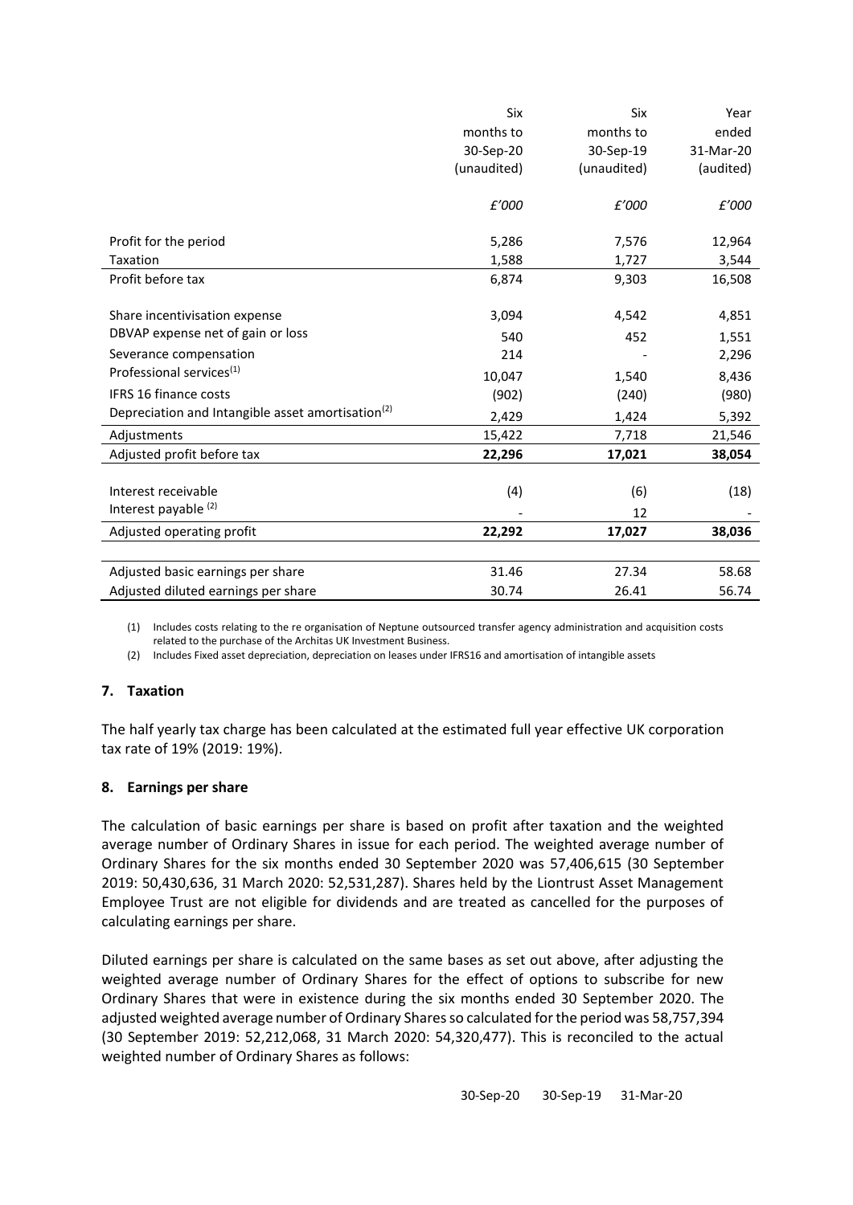| | Six months to 30-Sep-20 (unaudited) | Six months to 30-Sep-19 (unaudited) | Year ended 31-Mar-20 (audited) |
|---|---|---|---|
| | *£'000* | *£'000* | *£'000* |
| Profit for the period | 5,286 | 7,576 | 12,964 |
| Taxation | 1,588 | 1,727 | 3,544 |
| Profit before tax | 6,874 | 9,303 | 16,508 |
| Share incentivisation expense | 3,094 | 4,542 | 4,851 |
| DBVAP expense net of gain or loss | 540 | 452 | 1,551 |
| Severance compensation | 214 | - | 2,296 |
| Professional services[(1)] | 10,047 | 1,540 | 8,436 |
| IFRS 16 finance costs | (902) | (240) | (980) |
| Depreciation and Intangible asset amortisation[(2)] | 2,429 | 1,424 | 5,392 |
| Adjustments | 15,422 | 7,718 | 21,546 |
| **Adjusted profit before tax** | **22,296** | **17,021** | **38,054** |
| Interest receivable | (4) | (6) | (18) |
| Interest payable [(2)] | - | 12 | - |
| **Adjusted operating profit** | **22,292** | **17,027** | **38,036** |
| Adjusted basic earnings per share | 31.46 | 27.34 | 58.68 |
| Adjusted diluted earnings per share | 30.74 | 26.41 | 56.74 |

(1) Includes costs relating to the re organisation of Neptune outsourced transfer agency administration and acquisition costs related to the purchase of the Architas UK Investment Business.

(2) Includes Fixed asset depreciation, depreciation on leases under IFRS16 and amortisation of intangible assets

## 7. Taxation

The half yearly tax charge has been calculated at the estimated full year effective UK corporation tax rate of 19% (2019: 19%).

## 8. Earnings per share

The calculation of basic earnings per share is based on profit after taxation and the weighted average number of Ordinary Shares in issue for each period. The weighted average number of Ordinary Shares for the six months ended 30 September 2020 was 57,406,615 (30 September 2019: 50,430,636, 31 March 2020: 52,531,287). Shares held by the Liontrust Asset Management Employee Trust are not eligible for dividends and are treated as cancelled for the purposes of calculating earnings per share.

Diluted earnings per share is calculated on the same bases as set out above, after adjusting the weighted average number of Ordinary Shares for the effect of options to subscribe for new Ordinary Shares that were in existence during the six months ended 30 September 2020. The adjusted weighted average number of Ordinary Shares so calculated for the period was 58,757,394 (30 September 2019: 52,212,068, 31 March 2020: 54,320,477). This is reconciled to the actual weighted number of Ordinary Shares as follows:

| 30-Sep-20 | 30-Sep-19 | 31-Mar-20 |
|---|---|---|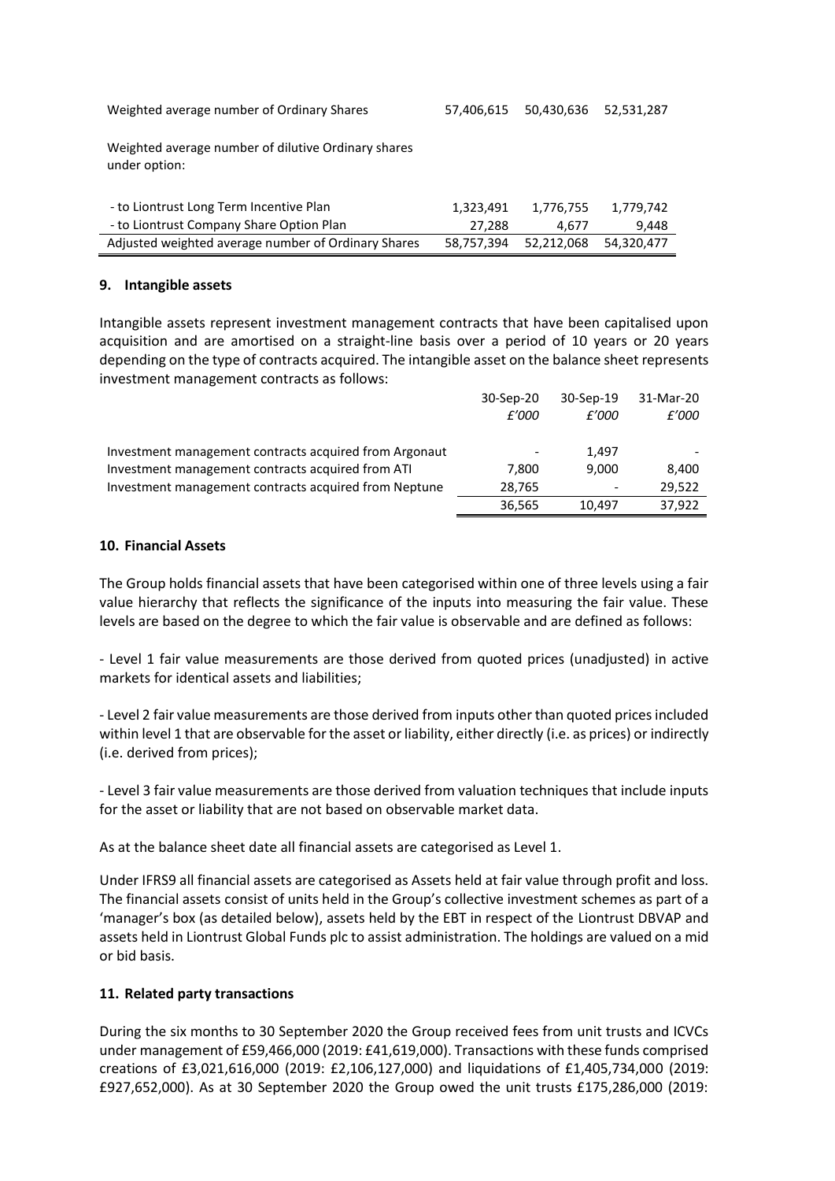| | | | |
|---|---|---|---|
| Weighted average number of Ordinary Shares | 57,406,615 | 50,430,636 | 52,531,287 |
| Weighted average number of dilutive Ordinary shares under option: | | | |
| - to Liontrust Long Term Incentive Plan | 1,323,491 | 1,776,755 | 1,779,742 |
| - to Liontrust Company Share Option Plan | 27,288 | 4,677 | 9,448 |
| Adjusted weighted average number of Ordinary Shares | 58,757,394 | 52,212,068 | 54,320,477 |

## 9. Intangible assets

Intangible assets represent investment management contracts that have been capitalised upon acquisition and are amortised on a straight-line basis over a period of 10 years or 20 years depending on the type of contracts acquired. The intangible asset on the balance sheet represents investment management contracts as follows:

| | 30-Sep-20 | 30-Sep-19 | 31-Mar-20 |
|---|---|---|---|
| | *£'000* | *£'000* | *£'000* |
| Investment management contracts acquired from Argonaut | - | 1,497 | - |
| Investment management contracts acquired from ATI | 7,800 | 9,000 | 8,400 |
| Investment management contracts acquired from Neptune | 28,765 | - | 29,522 |
| | 36,565 | 10,497 | 37,922 |

## 10. Financial Assets

The Group holds financial assets that have been categorised within one of three levels using a fair value hierarchy that reflects the significance of the inputs into measuring the fair value. These levels are based on the degree to which the fair value is observable and are defined as follows:

- Level 1 fair value measurements are those derived from quoted prices (unadjusted) in active markets for identical assets and liabilities;

- Level 2 fair value measurements are those derived from inputs other than quoted prices included within level 1 that are observable for the asset or liability, either directly (i.e. as prices) or indirectly (i.e. derived from prices);

- Level 3 fair value measurements are those derived from valuation techniques that include inputs for the asset or liability that are not based on observable market data.

As at the balance sheet date all financial assets are categorised as Level 1.

Under IFRS9 all financial assets are categorised as Assets held at fair value through profit and loss. The financial assets consist of units held in the Group's collective investment schemes as part of a 'manager's box (as detailed below), assets held by the EBT in respect of the Liontrust DBVAP and assets held in Liontrust Global Funds plc to assist administration. The holdings are valued on a mid or bid basis.

## 11. Related party transactions

During the six months to 30 September 2020 the Group received fees from unit trusts and ICVCs under management of £59,466,000 (2019: £41,619,000). Transactions with these funds comprised creations of £3,021,616,000 (2019: £2,106,127,000) and liquidations of £1,405,734,000 (2019: £927,652,000). As at 30 September 2020 the Group owed the unit trusts £175,286,000 (2019: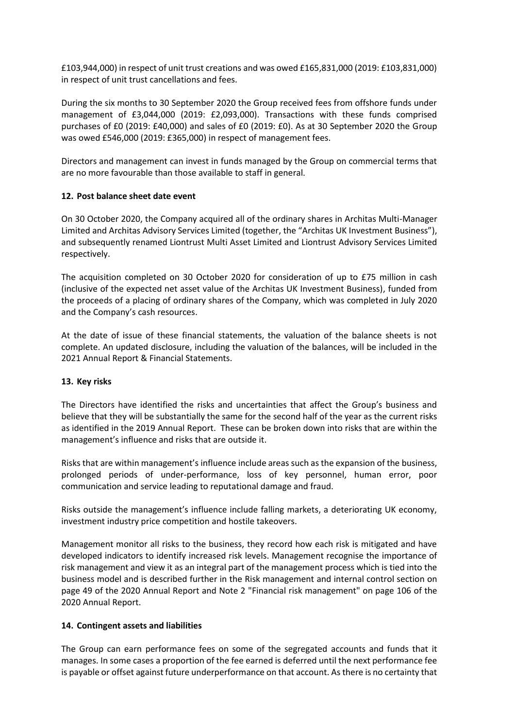£103,944,000) in respect of unit trust creations and was owed £165,831,000 (2019: £103,831,000) in respect of unit trust cancellations and fees.

During the six months to 30 September 2020 the Group received fees from offshore funds under management of £3,044,000 (2019: £2,093,000). Transactions with these funds comprised purchases of £0 (2019: £40,000) and sales of £0 (2019: £0). As at 30 September 2020 the Group was owed £546,000 (2019: £365,000) in respect of management fees.

Directors and management can invest in funds managed by the Group on commercial terms that are no more favourable than those available to staff in general.

## 12. Post balance sheet date event

On 30 October 2020, the Company acquired all of the ordinary shares in Architas Multi-Manager Limited and Architas Advisory Services Limited (together, the "Architas UK Investment Business"), and subsequently renamed Liontrust Multi Asset Limited and Liontrust Advisory Services Limited respectively.

The acquisition completed on 30 October 2020 for consideration of up to £75 million in cash (inclusive of the expected net asset value of the Architas UK Investment Business), funded from the proceeds of a placing of ordinary shares of the Company, which was completed in July 2020 and the Company's cash resources.

At the date of issue of these financial statements, the valuation of the balance sheets is not complete. An updated disclosure, including the valuation of the balances, will be included in the 2021 Annual Report & Financial Statements.

## 13. Key risks

The Directors have identified the risks and uncertainties that affect the Group's business and believe that they will be substantially the same for the second half of the year as the current risks as identified in the 2019 Annual Report. These can be broken down into risks that are within the management's influence and risks that are outside it.

Risks that are within management's influence include areas such as the expansion of the business, prolonged periods of under-performance, loss of key personnel, human error, poor communication and service leading to reputational damage and fraud.

Risks outside the management's influence include falling markets, a deteriorating UK economy, investment industry price competition and hostile takeovers.

Management monitor all risks to the business, they record how each risk is mitigated and have developed indicators to identify increased risk levels. Management recognise the importance of risk management and view it as an integral part of the management process which is tied into the business model and is described further in the Risk management and internal control section on page 49 of the 2020 Annual Report and Note 2 "Financial risk management" on page 106 of the 2020 Annual Report.

## 14. Contingent assets and liabilities

The Group can earn performance fees on some of the segregated accounts and funds that it manages. In some cases a proportion of the fee earned is deferred until the next performance fee is payable or offset against future underperformance on that account. As there is no certainty that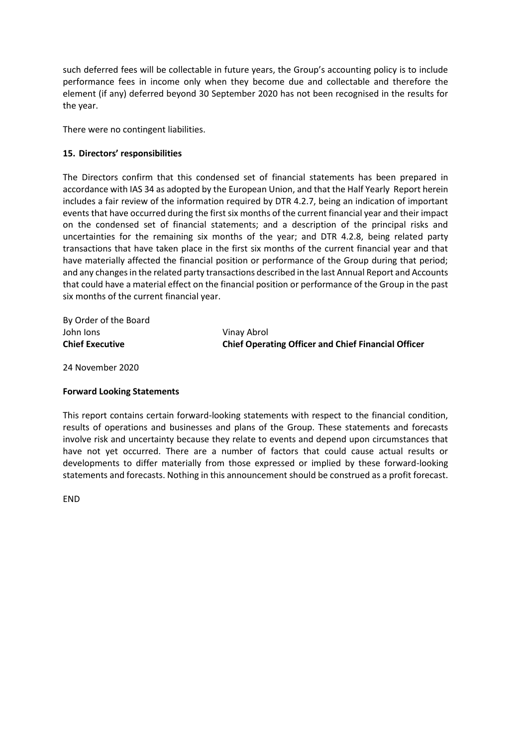such deferred fees will be collectable in future years, the Group's accounting policy is to include performance fees in income only when they become due and collectable and therefore the element (if any) deferred beyond 30 September 2020 has not been recognised in the results for the year.

There were no contingent liabilities.

### 15. Directors' responsibilities

The Directors confirm that this condensed set of financial statements has been prepared in accordance with IAS 34 as adopted by the European Union, and that the Half Yearly Report herein includes a fair review of the information required by DTR 4.2.7, being an indication of important events that have occurred during the first six months of the current financial year and their impact on the condensed set of financial statements; and a description of the principal risks and uncertainties for the remaining six months of the year; and DTR 4.2.8, being related party transactions that have taken place in the first six months of the current financial year and that have materially affected the financial position or performance of the Group during that period; and any changes in the related party transactions described in the last Annual Report and Accounts that could have a material effect on the financial position or performance of the Group in the past six months of the current financial year.

By Order of the Board

John Ions
**Chief Executive**

Vinay Abrol
**Chief Operating Officer and Chief Financial Officer**

24 November 2020

### Forward Looking Statements

This report contains certain forward-looking statements with respect to the financial condition, results of operations and businesses and plans of the Group. These statements and forecasts involve risk and uncertainty because they relate to events and depend upon circumstances that have not yet occurred. There are a number of factors that could cause actual results or developments to differ materially from those expressed or implied by these forward-looking statements and forecasts. Nothing in this announcement should be construed as a profit forecast.

END